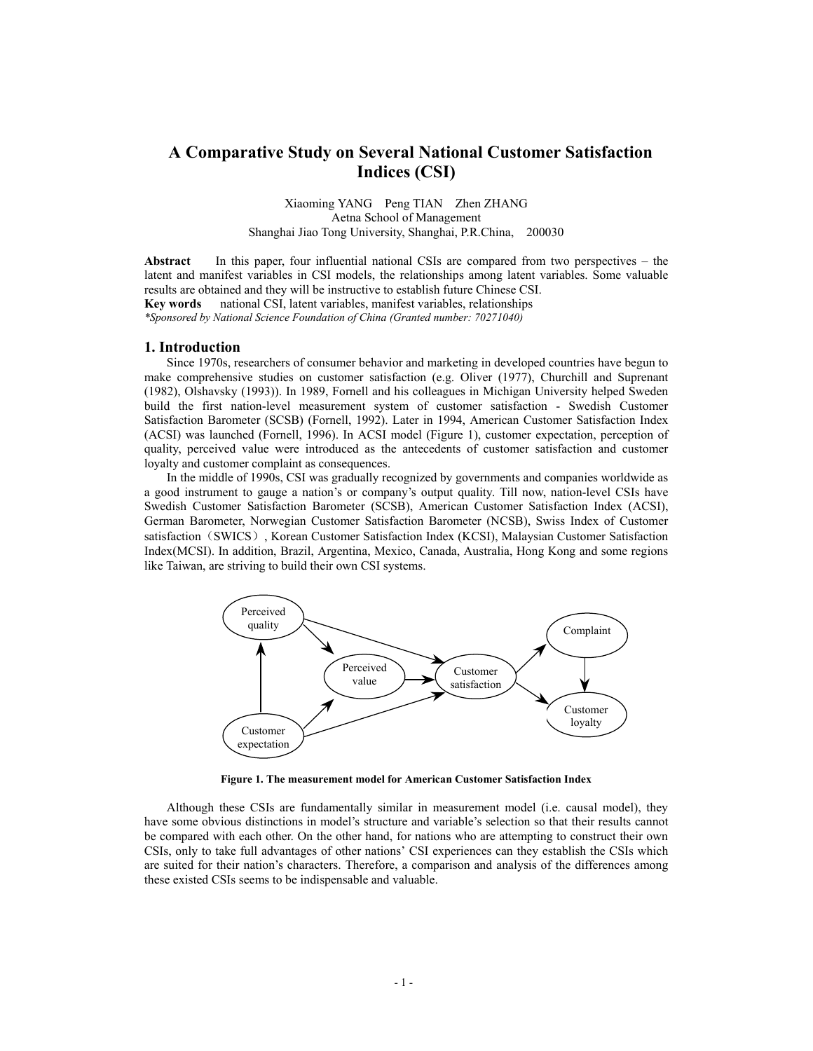# A Comparative Study on Several National Customer Satisfaction Indices (CSI)

Xiaoming YANG    Peng TIAN    Zhen ZHANG
Aetna School of Management
Shanghai Jiao Tong University, Shanghai, P.R.China,    200030

**Abstract**    In this paper, four influential national CSIs are compared from two perspectives – the latent and manifest variables in CSI models, the relationships among latent variables. Some valuable results are obtained and they will be instructive to establish future Chinese CSI.

**Key words**    national CSI, latent variables, manifest variables, relationships

*\*Sponsored by National Science Foundation of China (Granted number: 70271040)*

## 1. Introduction

Since 1970s, researchers of consumer behavior and marketing in developed countries have begun to make comprehensive studies on customer satisfaction (e.g. Oliver (1977), Churchill and Suprenant (1982), Olshavsky (1993)). In 1989, Fornell and his colleagues in Michigan University helped Sweden build the first nation-level measurement system of customer satisfaction - Swedish Customer Satisfaction Barometer (SCSB) (Fornell, 1992). Later in 1994, American Customer Satisfaction Index (ACSI) was launched (Fornell, 1996). In ACSI model (Figure 1), customer expectation, perception of quality, perceived value were introduced as the antecedents of customer satisfaction and customer loyalty and customer complaint as consequences.

In the middle of 1990s, CSI was gradually recognized by governments and companies worldwide as a good instrument to gauge a nation's or company's output quality. Till now, nation-level CSIs have Swedish Customer Satisfaction Barometer (SCSB), American Customer Satisfaction Index (ACSI), German Barometer, Norwegian Customer Satisfaction Barometer (NCSB), Swiss Index of Customer satisfaction（SWICS）, Korean Customer Satisfaction Index (KCSI), Malaysian Customer Satisfaction Index(MCSI). In addition, Brazil, Argentina, Mexico, Canada, Australia, Hong Kong and some regions like Taiwan, are striving to build their own CSI systems.

**Figure 1. The measurement model for American Customer Satisfaction Index**

Although these CSIs are fundamentally similar in measurement model (i.e. causal model), they have some obvious distinctions in model's structure and variable's selection so that their results cannot be compared with each other. On the other hand, for nations who are attempting to construct their own CSIs, only to take full advantages of other nations' CSI experiences can they establish the CSIs which are suited for their nation's characters. Therefore, a comparison and analysis of the differences among these existed CSIs seems to be indispensable and valuable.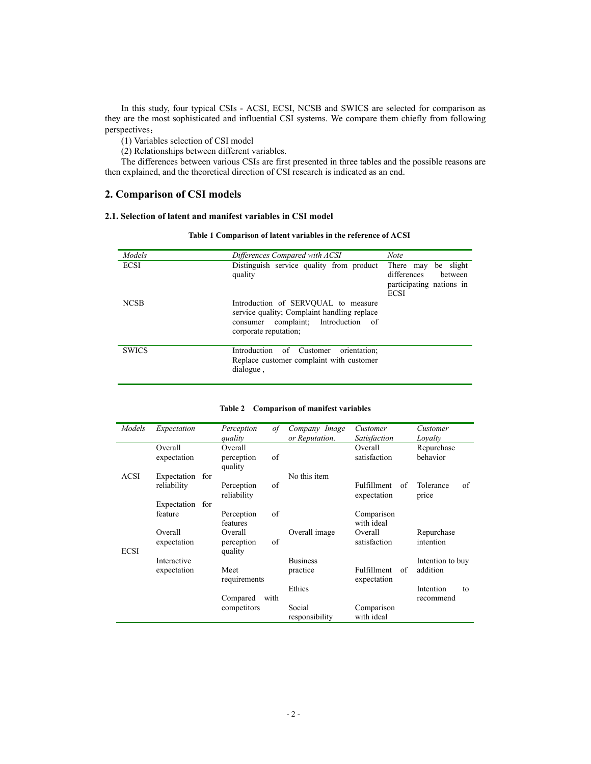In this study, four typical CSIs - ACSI, ECSI, NCSB and SWICS are selected for comparison as they are the most sophisticated and influential CSI systems. We compare them chiefly from following perspectives：

(1) Variables selection of CSI model

(2) Relationships between different variables.

The differences between various CSIs are first presented in three tables and the possible reasons are then explained, and the theoretical direction of CSI research is indicated as an end.

## 2. Comparison of CSI models

### 2.1. Selection of latent and manifest variables in CSI model

**Table 1 Comparison of latent variables in the reference of ACSI**

| *Models* | *Differences Compared with ACSI* | *Note* |
|---|---|---|
| ECSI | Distinguish service quality from product quality | There may be slight differences between participating nations in ECSI |
| NCSB | Introduction of SERVQUAL to measure service quality; Complaint handling replace consumer complaint; Introduction of corporate reputation; | |
| SWICS | Introduction of Customer orientation; Replace customer complaint with customer dialogue , | |

**Table 2 Comparison of manifest variables**

| *Models* | *Expectation* | *Perception of quality* | *Company Image or Reputation.* | *Customer Satisfaction* | *Customer Loyalty* |
|---|---|---|---|---|---|
| ACSI | Overall expectation | Overall perception of quality | No this item | Overall satisfaction | Repurchase behavior |
| | Expectation for reliability | Perception of reliability | | Fulfillment of expectation | Tolerance of price |
| | Expectation for feature | Perception of features | | Comparison with ideal | |
| ECSI | Overall expectation | Overall perception of quality | Overall image | Overall satisfaction | Repurchase intention |
| | Interactive expectation | Meet requirements | Business practice | Fulfillment of expectation | Intention to buy addition |
| | | Compared with competitors | Ethics | | Intention to recommend |
| | | | Social responsibility | Comparison with ideal | |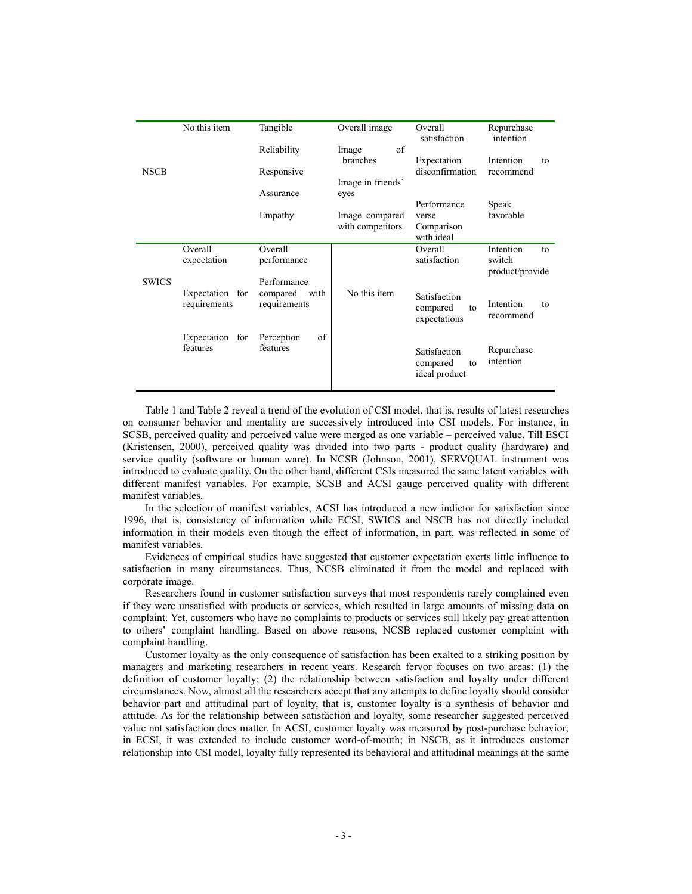| | | | | | |
|---|---|---|---|---|---|
| NSCB | No this item | Tangible<br>Reliability<br>Responsive<br>Assurance<br>Empathy | Overall image<br>Image of branches<br>Image in friends' eyes<br>Image compared with competitors | Overall satisfaction<br>Expectation disconfirmation<br>Performance verse Comparison with ideal | Repurchase intention<br>Intention to recommend<br>Speak favorable |
| SWICS | Overall expectation<br>Expectation for requirements<br>Expectation for features | Overall performance<br>Performance compared with requirements<br>Perception of features | No this item | Overall satisfaction<br>Satisfaction compared to expectations<br>Satisfaction compared to ideal product | Intention to switch product/provide<br>Intention to recommend<br>Repurchase intention |

Table 1 and Table 2 reveal a trend of the evolution of CSI model, that is, results of latest researches on consumer behavior and mentality are successively introduced into CSI models. For instance, in SCSB, perceived quality and perceived value were merged as one variable – perceived value. Till ESCI (Kristensen, 2000), perceived quality was divided into two parts - product quality (hardware) and service quality (software or human ware). In NCSB (Johnson, 2001), SERVQUAL instrument was introduced to evaluate quality. On the other hand, different CSIs measured the same latent variables with different manifest variables. For example, SCSB and ACSI gauge perceived quality with different manifest variables.

In the selection of manifest variables, ACSI has introduced a new indictor for satisfaction since 1996, that is, consistency of information while ECSI, SWICS and NSCB has not directly included information in their models even though the effect of information, in part, was reflected in some of manifest variables.

Evidences of empirical studies have suggested that customer expectation exerts little influence to satisfaction in many circumstances. Thus, NCSB eliminated it from the model and replaced with corporate image.

Researchers found in customer satisfaction surveys that most respondents rarely complained even if they were unsatisfied with products or services, which resulted in large amounts of missing data on complaint. Yet, customers who have no complaints to products or services still likely pay great attention to others' complaint handling. Based on above reasons, NCSB replaced customer complaint with complaint handling.

Customer loyalty as the only consequence of satisfaction has been exalted to a striking position by managers and marketing researchers in recent years. Research fervor focuses on two areas: (1) the definition of customer loyalty; (2) the relationship between satisfaction and loyalty under different circumstances. Now, almost all the researchers accept that any attempts to define loyalty should consider behavior part and attitudinal part of loyalty, that is, customer loyalty is a synthesis of behavior and attitude. As for the relationship between satisfaction and loyalty, some researcher suggested perceived value not satisfaction does matter. In ACSI, customer loyalty was measured by post-purchase behavior; in ECSI, it was extended to include customer word-of-mouth; in NSCB, as it introduces customer relationship into CSI model, loyalty fully represented its behavioral and attitudinal meanings at the same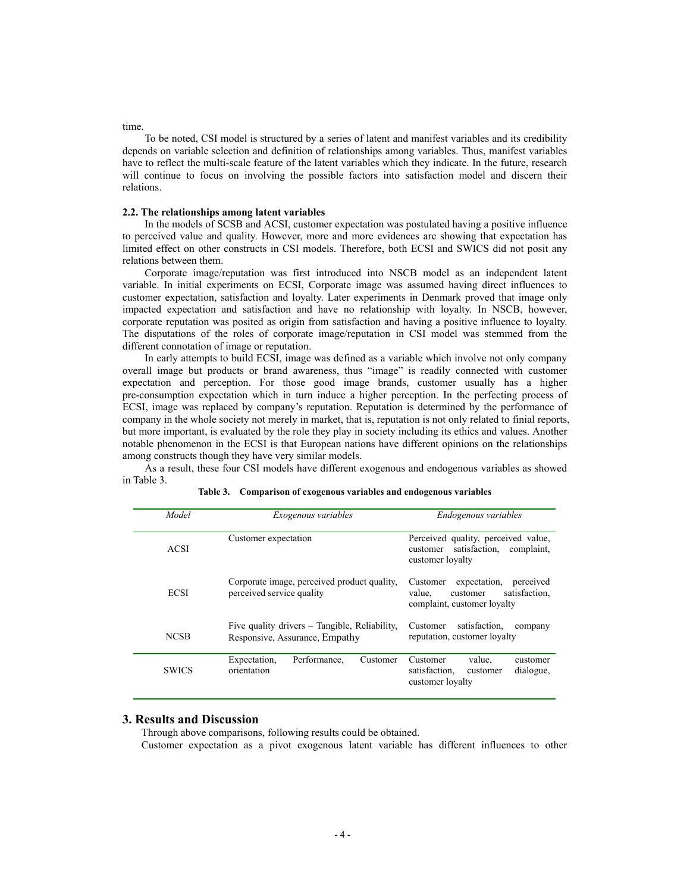time.

To be noted, CSI model is structured by a series of latent and manifest variables and its credibility depends on variable selection and definition of relationships among variables. Thus, manifest variables have to reflect the multi-scale feature of the latent variables which they indicate. In the future, research will continue to focus on involving the possible factors into satisfaction model and discern their relations.

### 2.2. The relationships among latent variables

In the models of SCSB and ACSI, customer expectation was postulated having a positive influence to perceived value and quality. However, more and more evidences are showing that expectation has limited effect on other constructs in CSI models. Therefore, both ECSI and SWICS did not posit any relations between them.

Corporate image/reputation was first introduced into NSCB model as an independent latent variable. In initial experiments on ECSI, Corporate image was assumed having direct influences to customer expectation, satisfaction and loyalty. Later experiments in Denmark proved that image only impacted expectation and satisfaction and have no relationship with loyalty. In NSCB, however, corporate reputation was posited as origin from satisfaction and having a positive influence to loyalty. The disputations of the roles of corporate image/reputation in CSI model was stemmed from the different connotation of image or reputation.

In early attempts to build ECSI, image was defined as a variable which involve not only company overall image but products or brand awareness, thus "image" is readily connected with customer expectation and perception. For those good image brands, customer usually has a higher pre-consumption expectation which in turn induce a higher perception. In the perfecting process of ECSI, image was replaced by company's reputation. Reputation is determined by the performance of company in the whole society not merely in market, that is, reputation is not only related to finial reports, but more important, is evaluated by the role they play in society including its ethics and values. Another notable phenomenon in the ECSI is that European nations have different opinions on the relationships among constructs though they have very similar models.

As a result, these four CSI models have different exogenous and endogenous variables as showed in Table 3.

**Table 3. Comparison of exogenous variables and endogenous variables**

| *Model* | *Exogenous variables* | *Endogenous variables* |
|---|---|---|
| ACSI | Customer expectation | Perceived quality, perceived value, customer satisfaction, complaint, customer loyalty |
| ECSI | Corporate image, perceived product quality, perceived service quality | Customer expectation, perceived value, customer satisfaction, complaint, customer loyalty |
| NCSB | Five quality drivers – Tangible, Reliability, Responsive, Assurance, Empathy | Customer satisfaction, company reputation, customer loyalty |
| SWICS | Expectation, Performance, Customer orientation | Customer value, customer satisfaction, customer dialogue, customer loyalty |

## 3. Results and Discussion

Through above comparisons, following results could be obtained.

Customer expectation as a pivot exogenous latent variable has different influences to other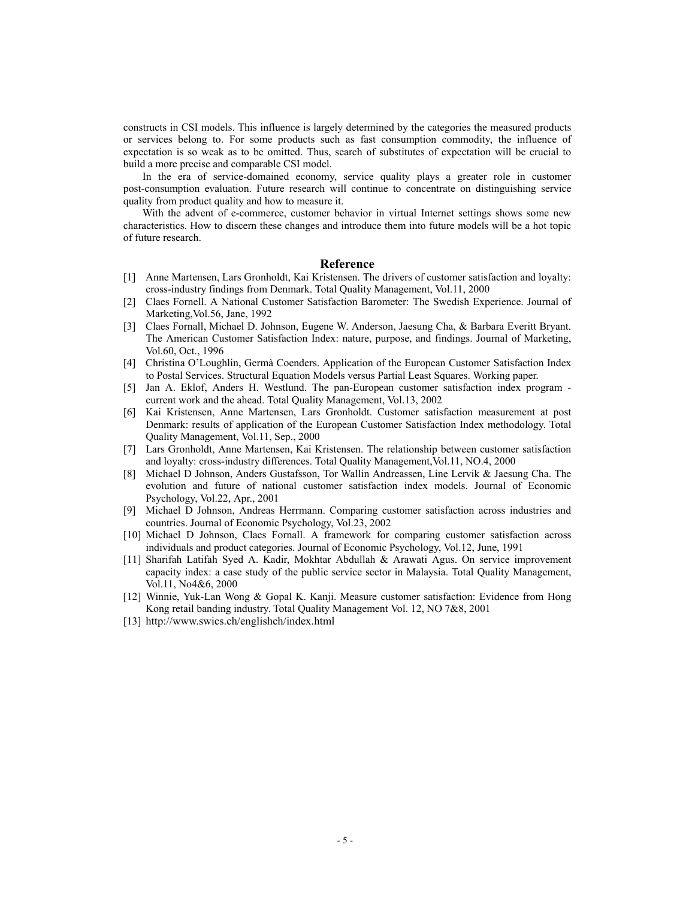constructs in CSI models. This influence is largely determined by the categories the measured products or services belong to. For some products such as fast consumption commodity, the influence of expectation is so weak as to be omitted. Thus, search of substitutes of expectation will be crucial to build a more precise and comparable CSI model.

In the era of service-domained economy, service quality plays a greater role in customer post-consumption evaluation. Future research will continue to concentrate on distinguishing service quality from product quality and how to measure it.

With the advent of e-commerce, customer behavior in virtual Internet settings shows some new characteristics. How to discern these changes and introduce them into future models will be a hot topic of future research.

## Reference

[1] Anne Martensen, Lars Gronholdt, Kai Kristensen. The drivers of customer satisfaction and loyalty: cross-industry findings from Denmark. Total Quality Management, Vol.11, 2000

[2] Claes Fornell. A National Customer Satisfaction Barometer: The Swedish Experience. Journal of Marketing,Vol.56, Jane, 1992

[3] Claes Fornall, Michael D. Johnson, Eugene W. Anderson, Jaesung Cha, & Barbara Everitt Bryant. The American Customer Satisfaction Index: nature, purpose, and findings. Journal of Marketing, Vol.60, Oct., 1996

[4] Christina O'Loughlin, Germà Coenders. Application of the European Customer Satisfaction Index to Postal Services. Structural Equation Models versus Partial Least Squares. Working paper.

[5] Jan A. Eklof, Anders H. Westlund. The pan-European customer satisfaction index program - current work and the ahead. Total Quality Management, Vol.13, 2002

[6] Kai Kristensen, Anne Martensen, Lars Gronholdt. Customer satisfaction measurement at post Denmark: results of application of the European Customer Satisfaction Index methodology. Total Quality Management, Vol.11, Sep., 2000

[7] Lars Gronholdt, Anne Martensen, Kai Kristensen. The relationship between customer satisfaction and loyalty: cross-industry differences. Total Quality Management,Vol.11, NO.4, 2000

[8] Michael D Johnson, Anders Gustafsson, Tor Wallin Andreassen, Line Lervik & Jaesung Cha. The evolution and future of national customer satisfaction index models. Journal of Economic Psychology, Vol.22, Apr., 2001

[9] Michael D Johnson, Andreas Herrmann. Comparing customer satisfaction across industries and countries. Journal of Economic Psychology, Vol.23, 2002

[10] Michael D Johnson, Claes Fornall. A framework for comparing customer satisfaction across individuals and product categories. Journal of Economic Psychology, Vol.12, June, 1991

[11] Sharifah Latifah Syed A. Kadir, Mokhtar Abdullah & Arawati Agus. On service improvement capacity index: a case study of the public service sector in Malaysia. Total Quality Management, Vol.11, No4&6, 2000

[12] Winnie, Yuk-Lan Wong & Gopal K. Kanji. Measure customer satisfaction: Evidence from Hong Kong retail banding industry. Total Quality Management Vol. 12, NO 7&8, 2001

[13] http://www.swics.ch/englishch/index.html